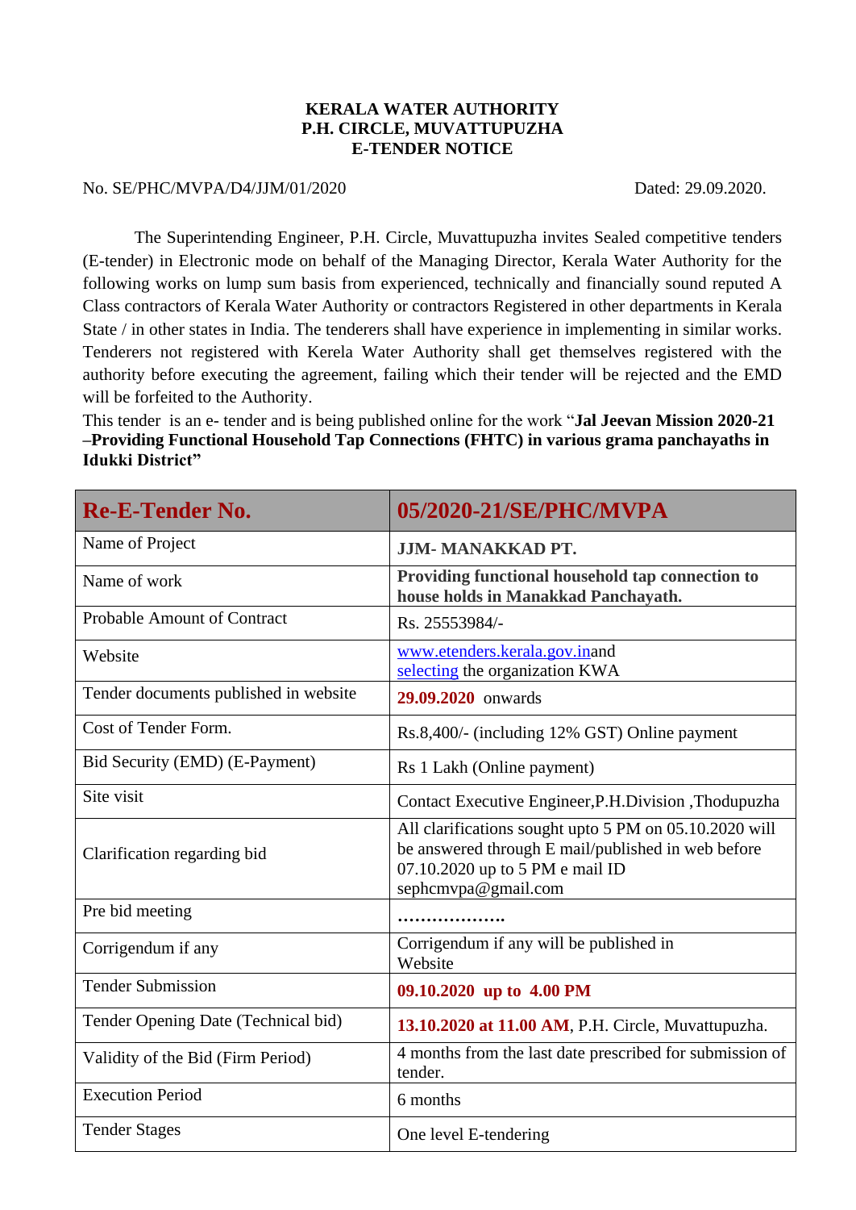# KERALA WATER AUTHORITY
# P.H. CIRCLE, MUVATTUPUZHA
# E-TENDER NOTICE

No. SE/PHC/MVPA/D4/JJM/01/2020 Dated: 29.09.2020.

The Superintending Engineer, P.H. Circle, Muvattupuzha invites Sealed competitive tenders (E-tender) in Electronic mode on behalf of the Managing Director, Kerala Water Authority for the following works on lump sum basis from experienced, technically and financially sound reputed A Class contractors of Kerala Water Authority or contractors Registered in other departments in Kerala State / in other states in India. The tenderers shall have experience in implementing in similar works. Tenderers not registered with Kerela Water Authority shall get themselves registered with the authority before executing the agreement, failing which their tender will be rejected and the EMD will be forfeited to the Authority.

This tender is an e- tender and is being published online for the work "**Jal Jeevan Mission 2020-21 –Providing Functional Household Tap Connections (FHTC) in various grama panchayaths in Idukki District"**

| **Re-E-Tender No.** | **05/2020-21/SE/PHC/MVPA** |
|---|---|
| Name of Project | **JJM- MANAKKAD PT.** |
| Name of work | **Providing functional household tap connection to house holds in Manakkad Panchayath.** |
| Probable Amount of Contract | Rs. 25553984/- |
| Website | www.etenders.kerala.gov.inand selecting the organization KWA |
| Tender documents published in website | **29.09.2020** onwards |
| Cost of Tender Form. | Rs.8,400/- (including 12% GST) Online payment |
| Bid Security (EMD) (E-Payment) | Rs 1 Lakh (Online payment) |
| Site visit | Contact Executive Engineer,P.H.Division ,Thodupuzha |
| Clarification regarding bid | All clarifications sought upto 5 PM on 05.10.2020 will be answered through E mail/published in web before 07.10.2020 up to 5 PM e mail ID sephcmvpa@gmail.com |
| Pre bid meeting | ………………. |
| Corrigendum if any | Corrigendum if any will be published in Website |
| Tender Submission | **09.10.2020 up to 4.00 PM** |
| Tender Opening Date (Technical bid) | **13.10.2020 at 11.00 AM**, P.H. Circle, Muvattupuzha. |
| Validity of the Bid (Firm Period) | 4 months from the last date prescribed for submission of tender. |
| Execution Period | 6 months |
| Tender Stages | One level E-tendering |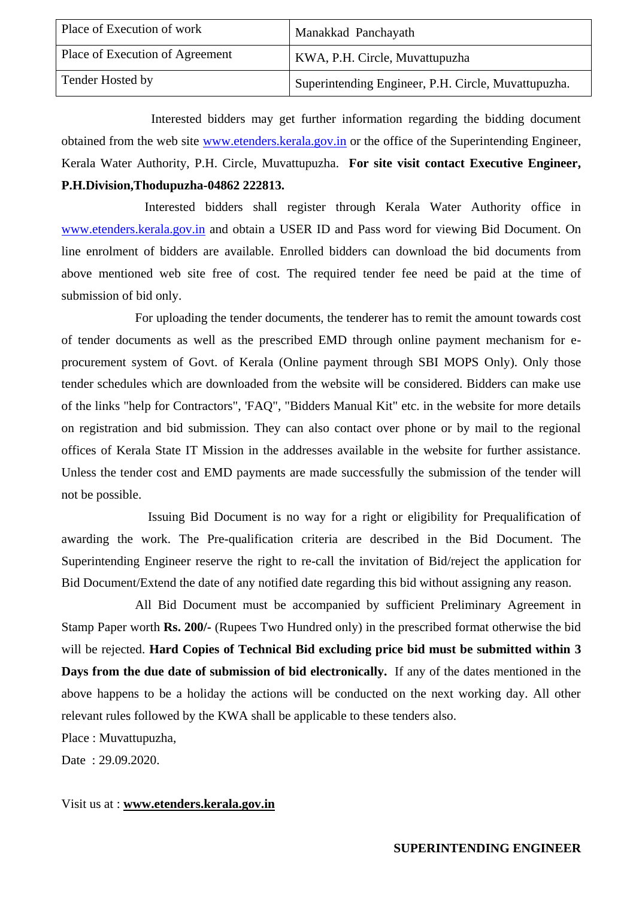| | |
|---|---|
| Place of Execution of work | Manakkad Panchayath |
| Place of Execution of Agreement | KWA, P.H. Circle, Muvattupuzha |
| Tender Hosted by | Superintending Engineer, P.H. Circle, Muvattupuzha. |

Interested bidders may get further information regarding the bidding document obtained from the web site www.etenders.kerala.gov.in or the office of the Superintending Engineer, Kerala Water Authority, P.H. Circle, Muvattupuzha. **For site visit contact Executive Engineer, P.H.Division,Thodupuzha-04862 222813.**

Interested bidders shall register through Kerala Water Authority office in www.etenders.kerala.gov.in and obtain a USER ID and Pass word for viewing Bid Document. On line enrolment of bidders are available. Enrolled bidders can download the bid documents from above mentioned web site free of cost. The required tender fee need be paid at the time of submission of bid only.

For uploading the tender documents, the tenderer has to remit the amount towards cost of tender documents as well as the prescribed EMD through online payment mechanism for e-procurement system of Govt. of Kerala (Online payment through SBI MOPS Only). Only those tender schedules which are downloaded from the website will be considered. Bidders can make use of the links "help for Contractors", 'FAQ", "Bidders Manual Kit" etc. in the website for more details on registration and bid submission. They can also contact over phone or by mail to the regional offices of Kerala State IT Mission in the addresses available in the website for further assistance. Unless the tender cost and EMD payments are made successfully the submission of the tender will not be possible.

Issuing Bid Document is no way for a right or eligibility for Prequalification of awarding the work. The Pre-qualification criteria are described in the Bid Document. The Superintending Engineer reserve the right to re-call the invitation of Bid/reject the application for Bid Document/Extend the date of any notified date regarding this bid without assigning any reason.

All Bid Document must be accompanied by sufficient Preliminary Agreement in Stamp Paper worth **Rs. 200/-** (Rupees Two Hundred only) in the prescribed format otherwise the bid will be rejected. **Hard Copies of Technical Bid excluding price bid must be submitted within 3 Days from the due date of submission of bid electronically.** If any of the dates mentioned in the above happens to be a holiday the actions will be conducted on the next working day. All other relevant rules followed by the KWA shall be applicable to these tenders also.

Place : Muvattupuzha,

Date : 29.09.2020.

Visit us at : **www.etenders.kerala.gov.in**

**SUPERINTENDING ENGINEER**